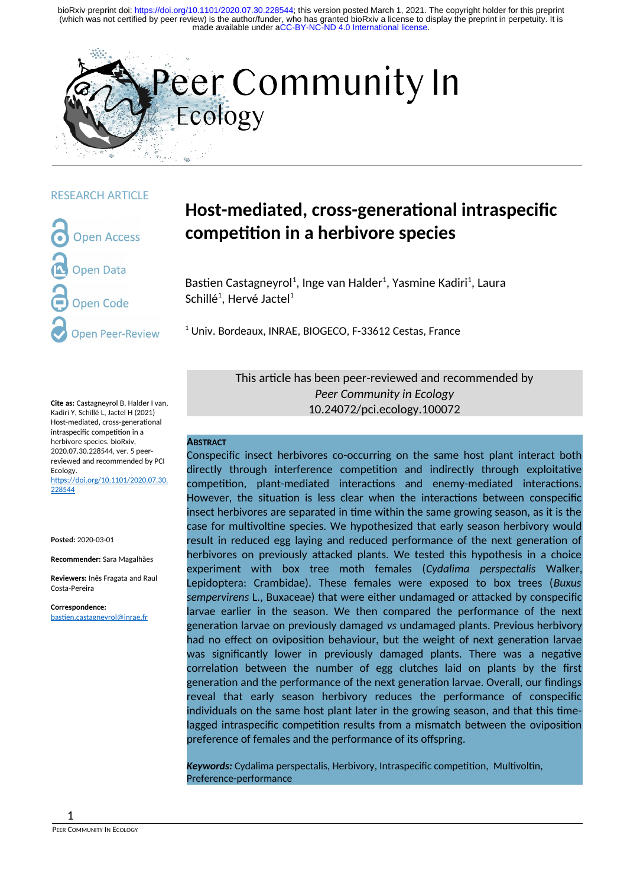bioRxiv preprint doi: https://doi.org/10.1101/2020.07.30.228544; this version posted March 1, 2021. The copyright holder for this preprint (which was not certified by peer review) is the author/funder, who has granted bioRxiv a license to display the preprint in perpetuity. It is made available under aCC-BY-NC-ND 4.0 International license.

Peer Community In Ecology

RESEARCH ARTICLE

Open Access
Open Data
Open Code
Open Peer-Review

# Host-mediated, cross-generational intraspecific competition in a herbivore species

Bastien Castagneyrol[1], Inge van Halder[1], Yasmine Kadiri[1], Laura Schillé[1], Hervé Jactel[1]

[1] Univ. Bordeaux, INRAE, BIOGECO, F-33612 Cestas, France

This article has been peer-reviewed and recommended by *Peer Community in Ecology* 10.24072/pci.ecology.100072

**Cite as:** Castagneyrol B, Halder I van, Kadiri Y, Schillé L, Jactel H (2021) Host-mediated, cross-generational intraspecific competition in a herbivore species. bioRxiv, 2020.07.30.228544, ver. 5 peer-reviewed and recommended by PCI Ecology. https://doi.org/10.1101/2020.07.30.228544

**Posted:** 2020-03-01

**Recommender:** Sara Magalhães

**Reviewers:** Inês Fragata and Raul Costa-Pereira

**Correspondence:** bastien.castagneyrol@inrae.fr

## Abstract

Conspecific insect herbivores co-occurring on the same host plant interact both directly through interference competition and indirectly through exploitative competition, plant-mediated interactions and enemy-mediated interactions. However, the situation is less clear when the interactions between conspecific insect herbivores are separated in time within the same growing season, as it is the case for multivoltine species. We hypothesized that early season herbivory would result in reduced egg laying and reduced performance of the next generation of herbivores on previously attacked plants. We tested this hypothesis in a choice experiment with box tree moth females (*Cydalima perspectalis* Walker, Lepidoptera: Crambidae). These females were exposed to box trees (*Buxus sempervirens* L., Buxaceae) that were either undamaged or attacked by conspecific larvae earlier in the season. We then compared the performance of the next generation larvae on previously damaged *vs* undamaged plants. Previous herbivory had no effect on oviposition behaviour, but the weight of next generation larvae was significantly lower in previously damaged plants. There was a negative correlation between the number of egg clutches laid on plants by the first generation and the performance of the next generation larvae. Overall, our findings reveal that early season herbivory reduces the performance of conspecific individuals on the same host plant later in the growing season, and that this time-lagged intraspecific competition results from a mismatch between the oviposition preference of females and the performance of its offspring.

***Keywords:*** Cydalima perspectalis, Herbivory, Intraspecific competition, Multivoltin, Preference-performance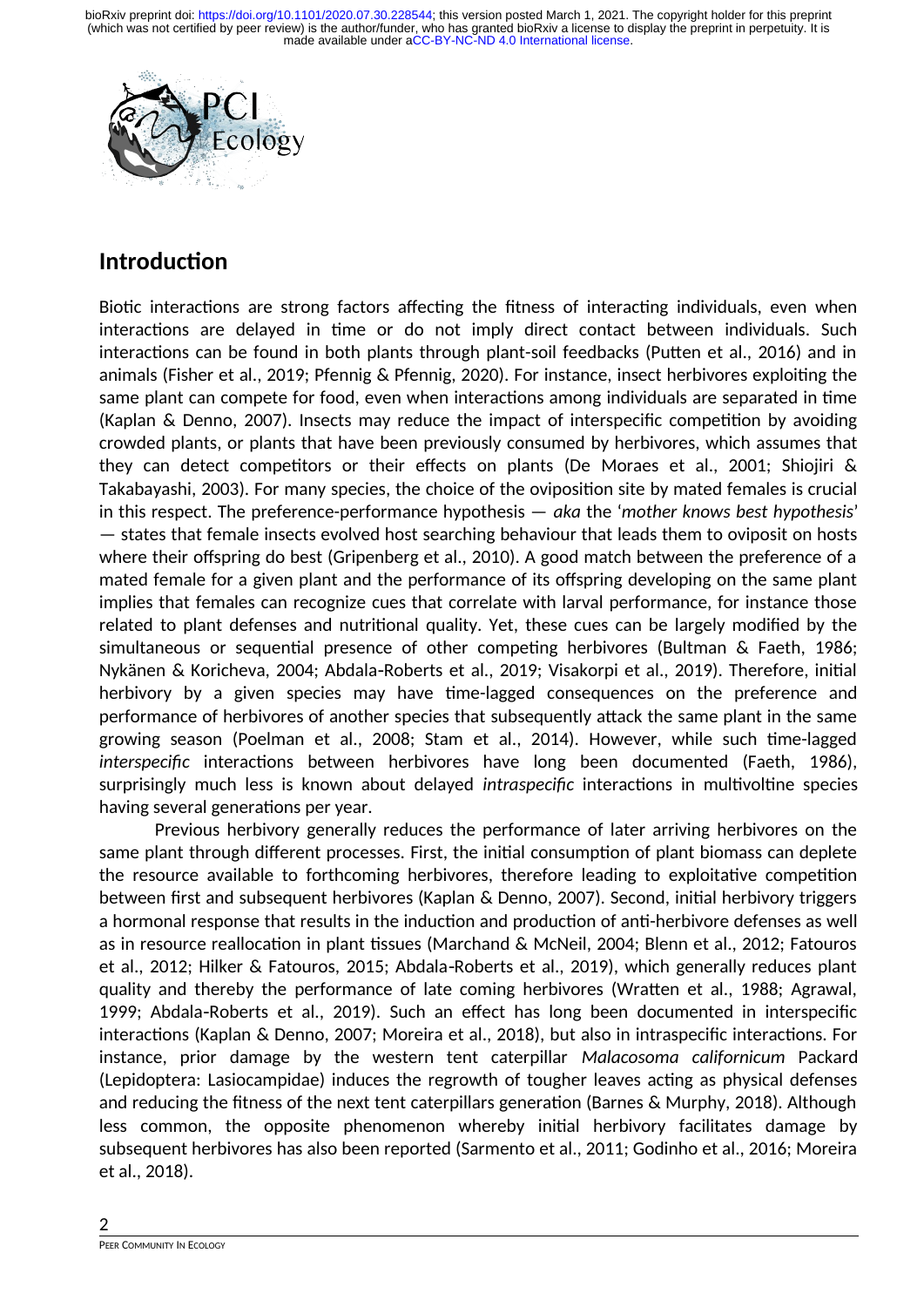## Introduction

Biotic interactions are strong factors affecting the fitness of interacting individuals, even when interactions are delayed in time or do not imply direct contact between individuals. Such interactions can be found in both plants through plant-soil feedbacks (Putten et al., 2016) and in animals (Fisher et al., 2019; Pfennig & Pfennig, 2020). For instance, insect herbivores exploiting the same plant can compete for food, even when interactions among individuals are separated in time (Kaplan & Denno, 2007). Insects may reduce the impact of interspecific competition by avoiding crowded plants, or plants that have been previously consumed by herbivores, which assumes that they can detect competitors or their effects on plants (De Moraes et al., 2001; Shiojiri & Takabayashi, 2003). For many species, the choice of the oviposition site by mated females is crucial in this respect. The preference-performance hypothesis — *aka* the '*mother knows best hypothesis*' — states that female insects evolved host searching behaviour that leads them to oviposit on hosts where their offspring do best (Gripenberg et al., 2010). A good match between the preference of a mated female for a given plant and the performance of its offspring developing on the same plant implies that females can recognize cues that correlate with larval performance, for instance those related to plant defenses and nutritional quality. Yet, these cues can be largely modified by the simultaneous or sequential presence of other competing herbivores (Bultman & Faeth, 1986; Nykänen & Koricheva, 2004; Abdala-Roberts et al., 2019; Visakorpi et al., 2019). Therefore, initial herbivory by a given species may have time-lagged consequences on the preference and performance of herbivores of another species that subsequently attack the same plant in the same growing season (Poelman et al., 2008; Stam et al., 2014). However, while such time-lagged *interspecific* interactions between herbivores have long been documented (Faeth, 1986), surprisingly much less is known about delayed *intraspecific* interactions in multivoltine species having several generations per year.

Previous herbivory generally reduces the performance of later arriving herbivores on the same plant through different processes. First, the initial consumption of plant biomass can deplete the resource available to forthcoming herbivores, therefore leading to exploitative competition between first and subsequent herbivores (Kaplan & Denno, 2007). Second, initial herbivory triggers a hormonal response that results in the induction and production of anti-herbivore defenses as well as in resource reallocation in plant tissues (Marchand & McNeil, 2004; Blenn et al., 2012; Fatouros et al., 2012; Hilker & Fatouros, 2015; Abdala-Roberts et al., 2019), which generally reduces plant quality and thereby the performance of late coming herbivores (Wratten et al., 1988; Agrawal, 1999; Abdala-Roberts et al., 2019). Such an effect has long been documented in interspecific interactions (Kaplan & Denno, 2007; Moreira et al., 2018), but also in intraspecific interactions. For instance, prior damage by the western tent caterpillar *Malacosoma californicum* Packard (Lepidoptera: Lasiocampidae) induces the regrowth of tougher leaves acting as physical defenses and reducing the fitness of the next tent caterpillars generation (Barnes & Murphy, 2018). Although less common, the opposite phenomenon whereby initial herbivory facilitates damage by subsequent herbivores has also been reported (Sarmento et al., 2011; Godinho et al., 2016; Moreira et al., 2018).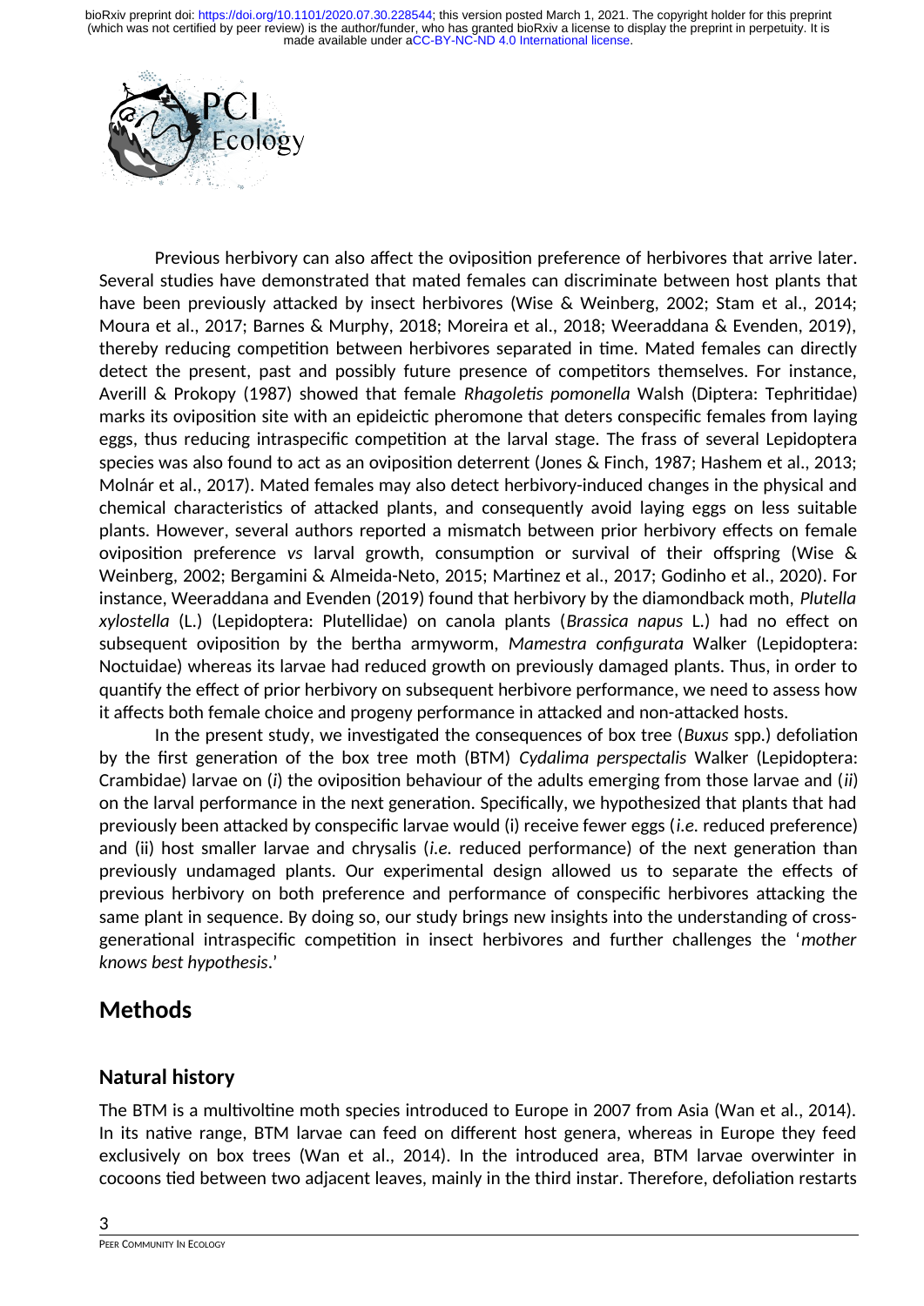Previous herbivory can also affect the oviposition preference of herbivores that arrive later. Several studies have demonstrated that mated females can discriminate between host plants that have been previously attacked by insect herbivores (Wise & Weinberg, 2002; Stam et al., 2014; Moura et al., 2017; Barnes & Murphy, 2018; Moreira et al., 2018; Weeraddana & Evenden, 2019), thereby reducing competition between herbivores separated in time. Mated females can directly detect the present, past and possibly future presence of competitors themselves. For instance, Averill & Prokopy (1987) showed that female *Rhagoletis pomonella* Walsh (Diptera: Tephritidae) marks its oviposition site with an epideictic pheromone that deters conspecific females from laying eggs, thus reducing intraspecific competition at the larval stage. The frass of several Lepidoptera species was also found to act as an oviposition deterrent (Jones & Finch, 1987; Hashem et al., 2013; Molnár et al., 2017). Mated females may also detect herbivory-induced changes in the physical and chemical characteristics of attacked plants, and consequently avoid laying eggs on less suitable plants. However, several authors reported a mismatch between prior herbivory effects on female oviposition preference *vs* larval growth, consumption or survival of their offspring (Wise & Weinberg, 2002; Bergamini & Almeida-Neto, 2015; Martinez et al., 2017; Godinho et al., 2020). For instance, Weeraddana and Evenden (2019) found that herbivory by the diamondback moth, *Plutella xylostella* (L.) (Lepidoptera: Plutellidae) on canola plants (*Brassica napus* L.) had no effect on subsequent oviposition by the bertha armyworm, *Mamestra configurata* Walker (Lepidoptera: Noctuidae) whereas its larvae had reduced growth on previously damaged plants. Thus, in order to quantify the effect of prior herbivory on subsequent herbivore performance, we need to assess how it affects both female choice and progeny performance in attacked and non-attacked hosts.

In the present study, we investigated the consequences of box tree (*Buxus* spp.) defoliation by the first generation of the box tree moth (BTM) *Cydalima perspectalis* Walker (Lepidoptera: Crambidae) larvae on (*i*) the oviposition behaviour of the adults emerging from those larvae and (*ii*) on the larval performance in the next generation. Specifically, we hypothesized that plants that had previously been attacked by conspecific larvae would (i) receive fewer eggs (*i.e.* reduced preference) and (ii) host smaller larvae and chrysalis (*i.e.* reduced performance) of the next generation than previously undamaged plants. Our experimental design allowed us to separate the effects of previous herbivory on both preference and performance of conspecific herbivores attacking the same plant in sequence. By doing so, our study brings new insights into the understanding of cross-generational intraspecific competition in insect herbivores and further challenges the '*mother knows best hypothesis*.'

## Methods

### Natural history

The BTM is a multivoltine moth species introduced to Europe in 2007 from Asia (Wan et al., 2014). In its native range, BTM larvae can feed on different host genera, whereas in Europe they feed exclusively on box trees (Wan et al., 2014). In the introduced area, BTM larvae overwinter in cocoons tied between two adjacent leaves, mainly in the third instar. Therefore, defoliation restarts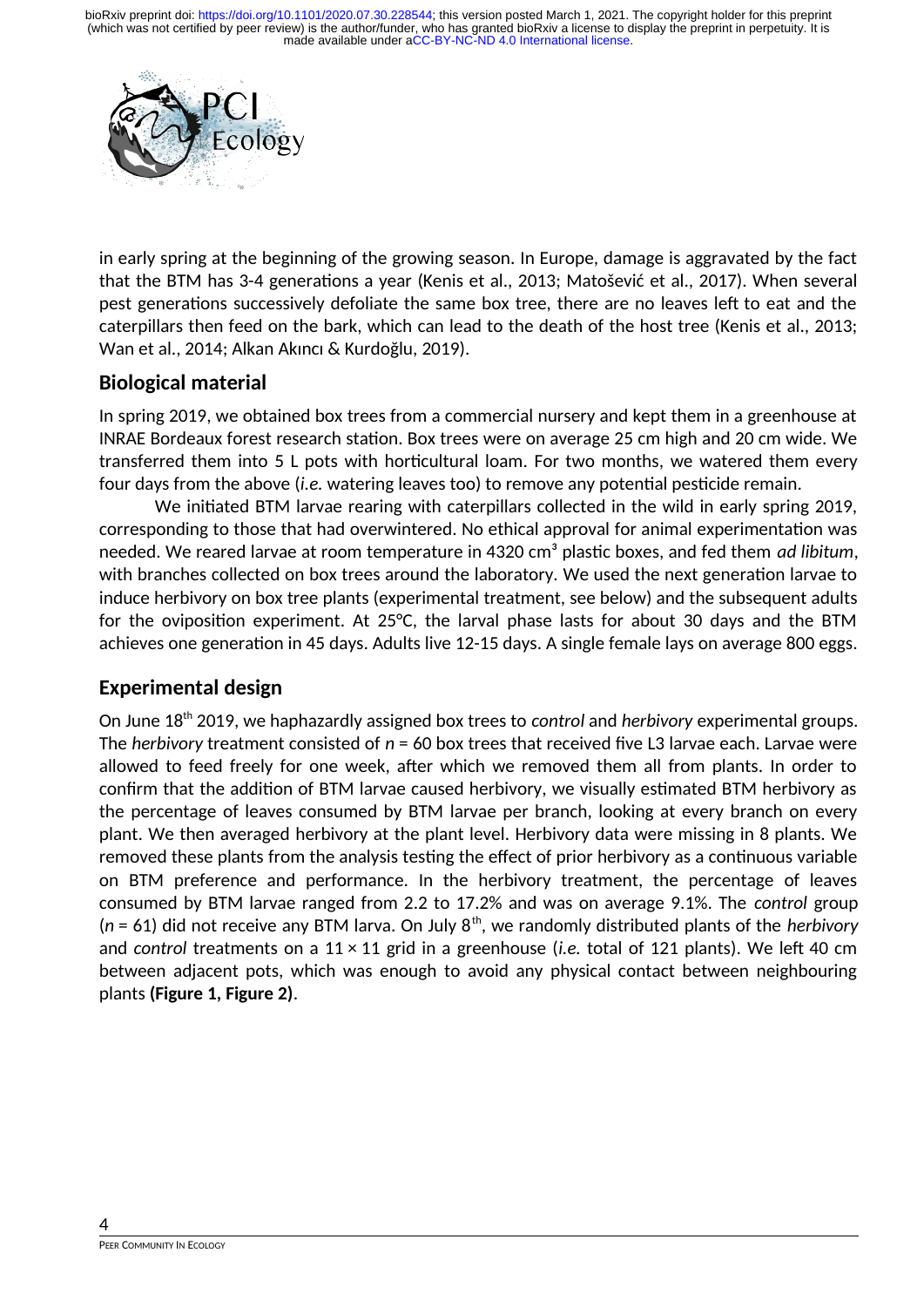in early spring at the beginning of the growing season. In Europe, damage is aggravated by the fact that the BTM has 3-4 generations a year (Kenis et al., 2013; Matošević et al., 2017). When several pest generations successively defoliate the same box tree, there are no leaves left to eat and the caterpillars then feed on the bark, which can lead to the death of the host tree (Kenis et al., 2013; Wan et al., 2014; Alkan Akıncı & Kurdoğlu, 2019).

## Biological material

In spring 2019, we obtained box trees from a commercial nursery and kept them in a greenhouse at INRAE Bordeaux forest research station. Box trees were on average 25 cm high and 20 cm wide. We transferred them into 5 L pots with horticultural loam. For two months, we watered them every four days from the above (*i.e.* watering leaves too) to remove any potential pesticide remain.

We initiated BTM larvae rearing with caterpillars collected in the wild in early spring 2019, corresponding to those that had overwintered. No ethical approval for animal experimentation was needed. We reared larvae at room temperature in 4320 $cm^3$ plastic boxes, and fed them *ad libitum*, with branches collected on box trees around the laboratory. We used the next generation larvae to induce herbivory on box tree plants (experimental treatment, see below) and the subsequent adults for the oviposition experiment. At 25°C, the larval phase lasts for about 30 days and the BTM achieves one generation in 45 days. Adults live 12-15 days. A single female lays on average 800 eggs.

## Experimental design

On June $18^{th}$ 2019, we haphazardly assigned box trees to *control* and *herbivory* experimental groups. The *herbivory* treatment consisted of $n$ = 60 box trees that received five L3 larvae each. Larvae were allowed to feed freely for one week, after which we removed them all from plants. In order to confirm that the addition of BTM larvae caused herbivory, we visually estimated BTM herbivory as the percentage of leaves consumed by BTM larvae per branch, looking at every branch on every plant. We then averaged herbivory at the plant level. Herbivory data were missing in 8 plants. We removed these plants from the analysis testing the effect of prior herbivory as a continuous variable on BTM preference and performance. In the herbivory treatment, the percentage of leaves consumed by BTM larvae ranged from 2.2 to 17.2% and was on average 9.1%. The *control* group ($n$ = 61) did not receive any BTM larva. On July $8^{th}$, we randomly distributed plants of the *herbivory* and *control* treatments on a 11 × 11 grid in a greenhouse (*i.e.* total of 121 plants). We left 40 cm between adjacent pots, which was enough to avoid any physical contact between neighbouring plants **(Figure 1, Figure 2)**.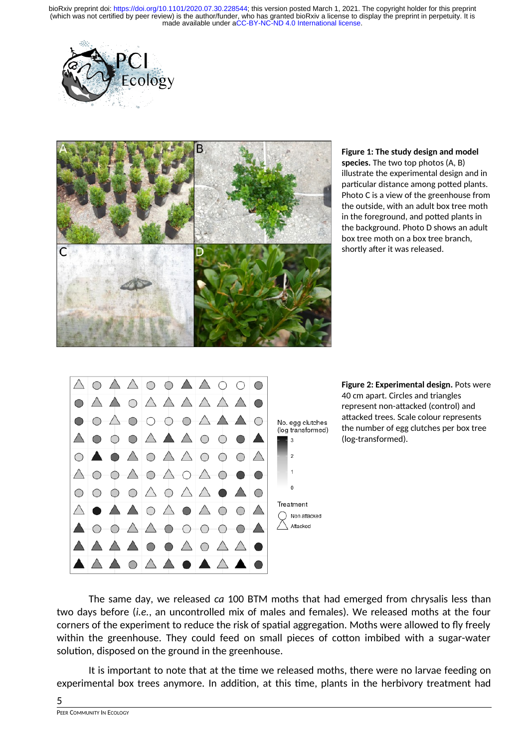**Figure 1: The study design and model species.** The two top photos (A, B) illustrate the experimental design and in particular distance among potted plants. Photo C is a view of the greenhouse from the outside, with an adult box tree moth in the foreground, and potted plants in the background. Photo D shows an adult box tree moth on a box tree branch, shortly after it was released.

**Figure 2: Experimental design.** Pots were 40 cm apart. Circles and triangles represent non-attacked (control) and attacked trees. Scale colour represents the number of egg clutches per box tree (log-transformed).

The same day, we released *ca* 100 BTM moths that had emerged from chrysalis less than two days before (*i.e.*, an uncontrolled mix of males and females). We released moths at the four corners of the experiment to reduce the risk of spatial aggregation. Moths were allowed to fly freely within the greenhouse. They could feed on small pieces of cotton imbibed with a sugar-water solution, disposed on the ground in the greenhouse.

It is important to note that at the time we released moths, there were no larvae feeding on experimental box trees anymore. In addition, at this time, plants in the herbivory treatment had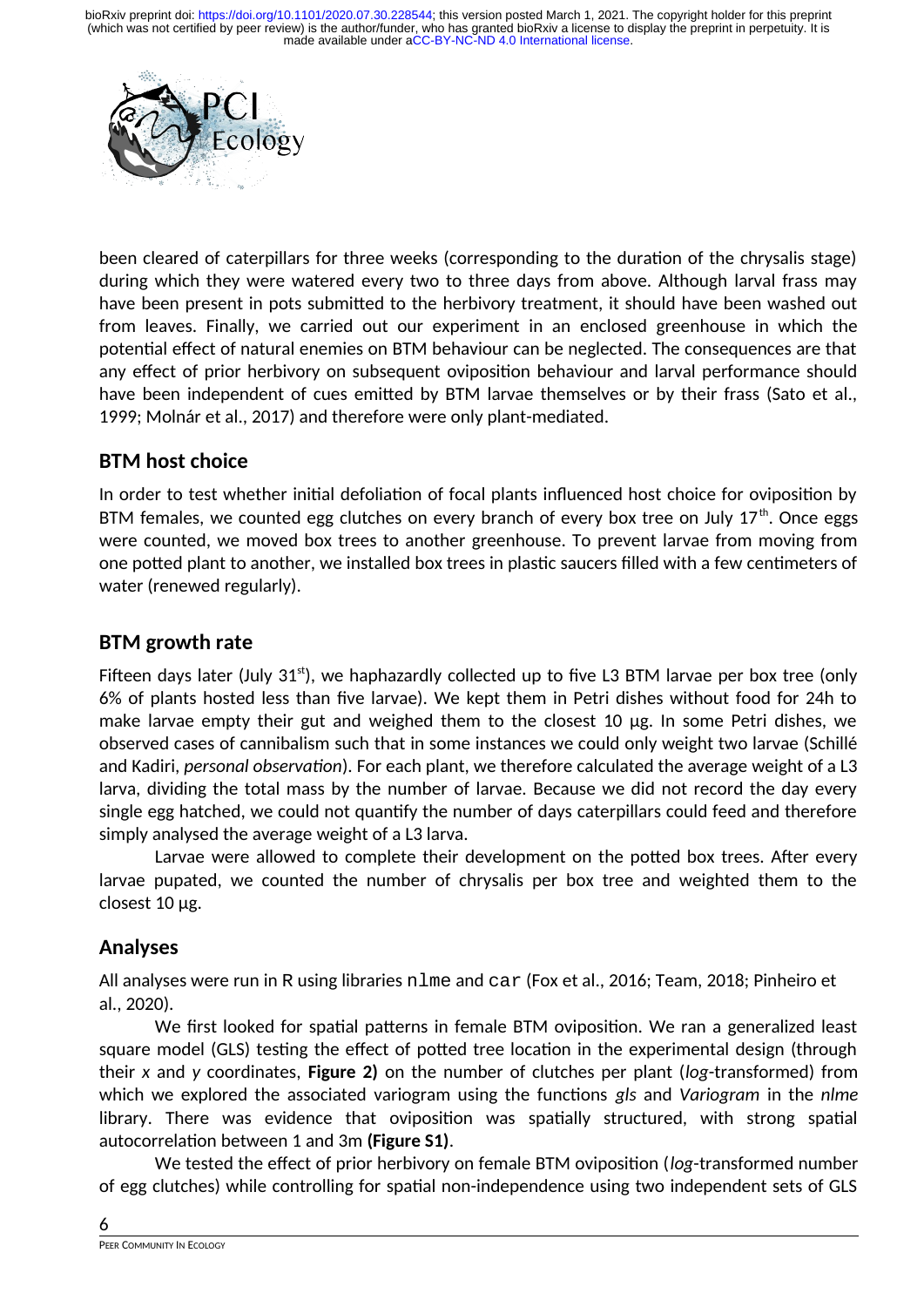been cleared of caterpillars for three weeks (corresponding to the duration of the chrysalis stage) during which they were watered every two to three days from above. Although larval frass may have been present in pots submitted to the herbivory treatment, it should have been washed out from leaves. Finally, we carried out our experiment in an enclosed greenhouse in which the potential effect of natural enemies on BTM behaviour can be neglected. The consequences are that any effect of prior herbivory on subsequent oviposition behaviour and larval performance should have been independent of cues emitted by BTM larvae themselves or by their frass (Sato et al., 1999; Molnár et al., 2017) and therefore were only plant-mediated.

## BTM host choice

In order to test whether initial defoliation of focal plants influenced host choice for oviposition by BTM females, we counted egg clutches on every branch of every box tree on July 17$^{th}$. Once eggs were counted, we moved box trees to another greenhouse. To prevent larvae from moving from one potted plant to another, we installed box trees in plastic saucers filled with a few centimeters of water (renewed regularly).

## BTM growth rate

Fifteen days later (July 31$^{st}$), we haphazardly collected up to five L3 BTM larvae per box tree (only 6% of plants hosted less than five larvae). We kept them in Petri dishes without food for 24h to make larvae empty their gut and weighed them to the closest 10 µg. In some Petri dishes, we observed cases of cannibalism such that in some instances we could only weight two larvae (Schillé and Kadiri, *personal observation*). For each plant, we therefore calculated the average weight of a L3 larva, dividing the total mass by the number of larvae. Because we did not record the day every single egg hatched, we could not quantify the number of days caterpillars could feed and therefore simply analysed the average weight of a L3 larva.

Larvae were allowed to complete their development on the potted box trees. After every larvae pupated, we counted the number of chrysalis per box tree and weighted them to the closest 10 µg.

## Analyses

All analyses were run in R using libraries `nlme` and `car` (Fox et al., 2016; Team, 2018; Pinheiro et al., 2020).

We first looked for spatial patterns in female BTM oviposition. We ran a generalized least square model (GLS) testing the effect of potted tree location in the experimental design (through their *x* and *y* coordinates, **Figure 2)** on the number of clutches per plant (*log*-transformed) from which we explored the associated variogram using the functions *gls* and *Variogram* in the *nlme* library. There was evidence that oviposition was spatially structured, with strong spatial autocorrelation between 1 and 3m **(Figure S1)**.

We tested the effect of prior herbivory on female BTM oviposition (*log*-transformed number of egg clutches) while controlling for spatial non-independence using two independent sets of GLS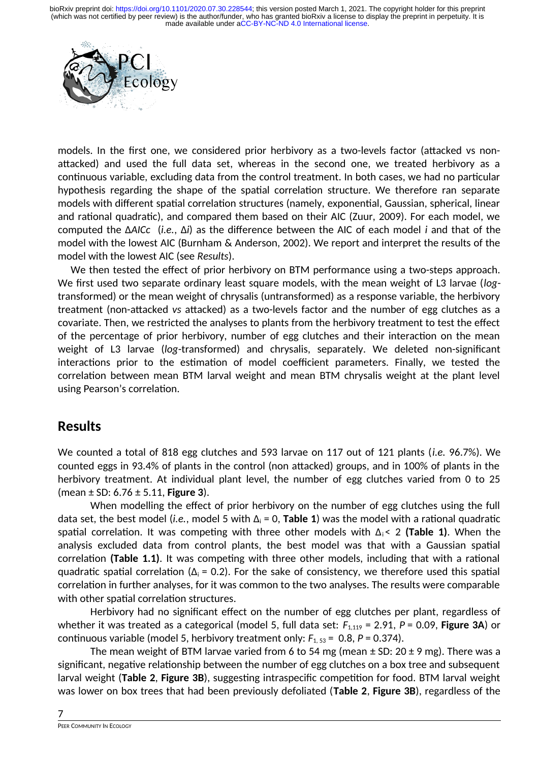models. In the first one, we considered prior herbivory as a two-levels factor (attacked vs non-attacked) and used the full data set, whereas in the second one, we treated herbivory as a continuous variable, excluding data from the control treatment. In both cases, we had no particular hypothesis regarding the shape of the spatial correlation structure. We therefore ran separate models with different spatial correlation structures (namely, exponential, Gaussian, spherical, linear and rational quadratic), and compared them based on their AIC (Zuur, 2009). For each model, we computed the Δ*AICc* (*i.e.*, Δ*i*) as the difference between the AIC of each model *i* and that of the model with the lowest AIC (Burnham & Anderson, 2002). We report and interpret the results of the model with the lowest AIC (see *Results*).

We then tested the effect of prior herbivory on BTM performance using a two-steps approach. We first used two separate ordinary least square models, with the mean weight of L3 larvae (*log*-transformed) or the mean weight of chrysalis (untransformed) as a response variable, the herbivory treatment (non-attacked *vs* attacked) as a two-levels factor and the number of egg clutches as a covariate. Then, we restricted the analyses to plants from the herbivory treatment to test the effect of the percentage of prior herbivory, number of egg clutches and their interaction on the mean weight of L3 larvae (*log*-transformed) and chrysalis, separately. We deleted non-significant interactions prior to the estimation of model coefficient parameters. Finally, we tested the correlation between mean BTM larval weight and mean BTM chrysalis weight at the plant level using Pearson's correlation.

## Results

We counted a total of 818 egg clutches and 593 larvae on 117 out of 121 plants (*i.e.* 96.7%). We counted eggs in 93.4% of plants in the control (non attacked) groups, and in 100% of plants in the herbivory treatment. At individual plant level, the number of egg clutches varied from 0 to 25 (mean ± SD: 6.76 ± 5.11, **Figure 3**).

When modelling the effect of prior herbivory on the number of egg clutches using the full data set, the best model (*i.e.*, model 5 with $\Delta_i = 0$, **Table 1**) was the model with a rational quadratic spatial correlation. It was competing with three other models with $\Delta_i < 2$ **(Table 1)**. When the analysis excluded data from control plants, the best model was that with a Gaussian spatial correlation **(Table 1.1)**. It was competing with three other models, including that with a rational quadratic spatial correlation ($\Delta_i = 0.2$). For the sake of consistency, we therefore used this spatial correlation in further analyses, for it was common to the two analyses. The results were comparable with other spatial correlation structures.

Herbivory had no significant effect on the number of egg clutches per plant, regardless of whether it was treated as a categorical (model 5, full data set: $F_{1,119} = 2.91$, $P = 0.09$, **Figure 3A**) or continuous variable (model 5, herbivory treatment only: $F_{1,53} = 0.8$, $P = 0.374$).

The mean weight of BTM larvae varied from 6 to 54 mg (mean ± SD: 20 ± 9 mg). There was a significant, negative relationship between the number of egg clutches on a box tree and subsequent larval weight (**Table 2**, **Figure 3B**), suggesting intraspecific competition for food. BTM larval weight was lower on box trees that had been previously defoliated (**Table 2**, **Figure 3B**), regardless of the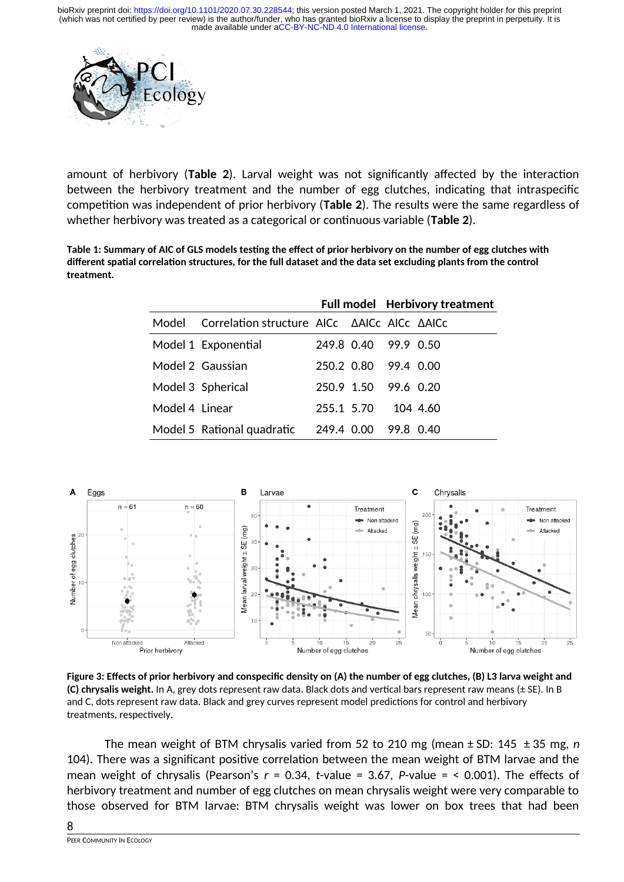amount of herbivory (**Table 2**). Larval weight was not significantly affected by the interaction between the herbivory treatment and the number of egg clutches, indicating that intraspecific competition was independent of prior herbivory (**Table 2**). The results were the same regardless of whether herbivory was treated as a categorical or continuous variable (**Table 2**).

**Table 1: Summary of AIC of GLS models testing the effect of prior herbivory on the number of egg clutches with different spatial correlation structures, for the full dataset and the data set excluding plants from the control treatment.**

| | | Full model | | Herbivory treatment | |
|---|---|---|---|---|---|
| Model | Correlation structure | AICc | ΔAICc | AICc | ΔAICc |
| Model 1 | Exponential | 249.8 | 0.40 | 99.9 | 0.50 |
| Model 2 | Gaussian | 250.2 | 0.80 | 99.4 | 0.00 |
| Model 3 | Spherical | 250.9 | 1.50 | 99.6 | 0.20 |
| Model 4 | Linear | 255.1 | 5.70 | 104 | 4.60 |
| Model 5 | Rational quadratic | 249.4 | 0.00 | 99.8 | 0.40 |

**Figure 3: Effects of prior herbivory and conspecific density on (A) the number of egg clutches, (B) L3 larva weight and (C) chrysalis weight.** In A, grey dots represent raw data. Black dots and vertical bars represent raw means (± SE). In B and C, dots represent raw data. Black and grey curves represent model predictions for control and herbivory treatments, respectively.

The mean weight of BTM chrysalis varied from 52 to 210 mg (mean ± SD: 145 ± 35 mg, $n$ 104). There was a significant positive correlation between the mean weight of BTM larvae and the mean weight of chrysalis (Pearson's $r$ = 0.34, $t$-value = 3.67, $P$-value = < 0.001). The effects of herbivory treatment and number of egg clutches on mean chrysalis weight were very comparable to those observed for BTM larvae: BTM chrysalis weight was lower on box trees that had been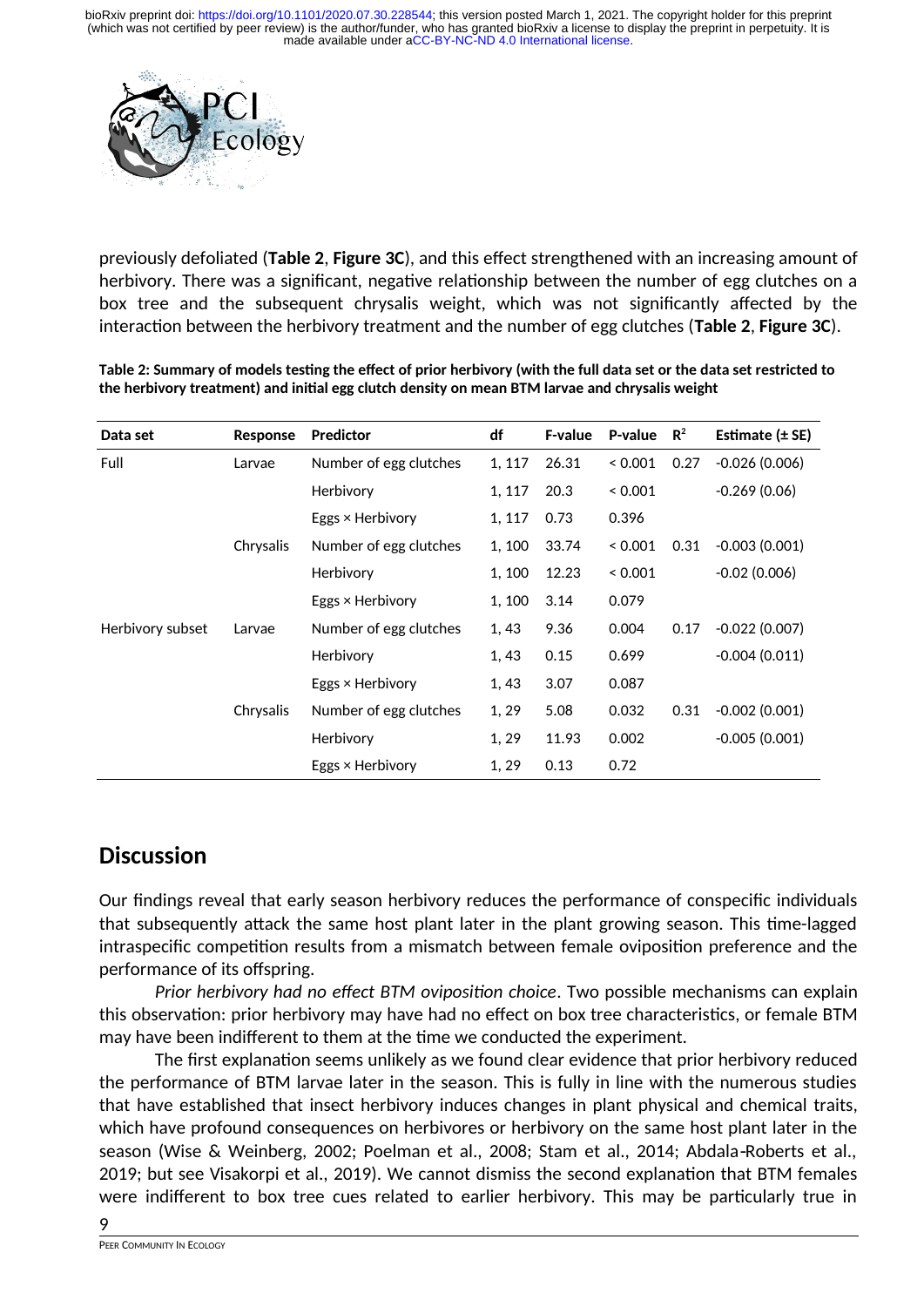previously defoliated (**Table 2**, **Figure 3C**), and this effect strengthened with an increasing amount of herbivory. There was a significant, negative relationship between the number of egg clutches on a box tree and the subsequent chrysalis weight, which was not significantly affected by the interaction between the herbivory treatment and the number of egg clutches (**Table 2**, **Figure 3C**).

**Table 2: Summary of models testing the effect of prior herbivory (with the full data set or the data set restricted to the herbivory treatment) and initial egg clutch density on mean BTM larvae and chrysalis weight**

| Data set | Response | Predictor | df | F-value | P-value | $R^2$ | Estimate (± SE) |
|---|---|---|---|---|---|---|---|
| Full | Larvae | Number of egg clutches | 1, 117 | 26.31 | < 0.001 | 0.27 | -0.026 (0.006) |
| | | Herbivory | 1, 117 | 20.3 | < 0.001 | | -0.269 (0.06) |
| | | Eggs × Herbivory | 1, 117 | 0.73 | 0.396 | | |
| | Chrysalis | Number of egg clutches | 1, 100 | 33.74 | < 0.001 | 0.31 | -0.003 (0.001) |
| | | Herbivory | 1, 100 | 12.23 | < 0.001 | | -0.02 (0.006) |
| | | Eggs × Herbivory | 1, 100 | 3.14 | 0.079 | | |
| Herbivory subset | Larvae | Number of egg clutches | 1, 43 | 9.36 | 0.004 | 0.17 | -0.022 (0.007) |
| | | Herbivory | 1, 43 | 0.15 | 0.699 | | -0.004 (0.011) |
| | | Eggs × Herbivory | 1, 43 | 3.07 | 0.087 | | |
| | Chrysalis | Number of egg clutches | 1, 29 | 5.08 | 0.032 | 0.31 | -0.002 (0.001) |
| | | Herbivory | 1, 29 | 11.93 | 0.002 | | -0.005 (0.001) |
| | | Eggs × Herbivory | 1, 29 | 0.13 | 0.72 | | |

## Discussion

Our findings reveal that early season herbivory reduces the performance of conspecific individuals that subsequently attack the same host plant later in the plant growing season. This time-lagged intraspecific competition results from a mismatch between female oviposition preference and the performance of its offspring.

*Prior herbivory had no effect BTM oviposition choice*. Two possible mechanisms can explain this observation: prior herbivory may have had no effect on box tree characteristics, or female BTM may have been indifferent to them at the time we conducted the experiment.

The first explanation seems unlikely as we found clear evidence that prior herbivory reduced the performance of BTM larvae later in the season. This is fully in line with the numerous studies that have established that insect herbivory induces changes in plant physical and chemical traits, which have profound consequences on herbivores or herbivory on the same host plant later in the season (Wise & Weinberg, 2002; Poelman et al., 2008; Stam et al., 2014; Abdala-Roberts et al., 2019; but see Visakorpi et al., 2019). We cannot dismiss the second explanation that BTM females were indifferent to box tree cues related to earlier herbivory. This may be particularly true in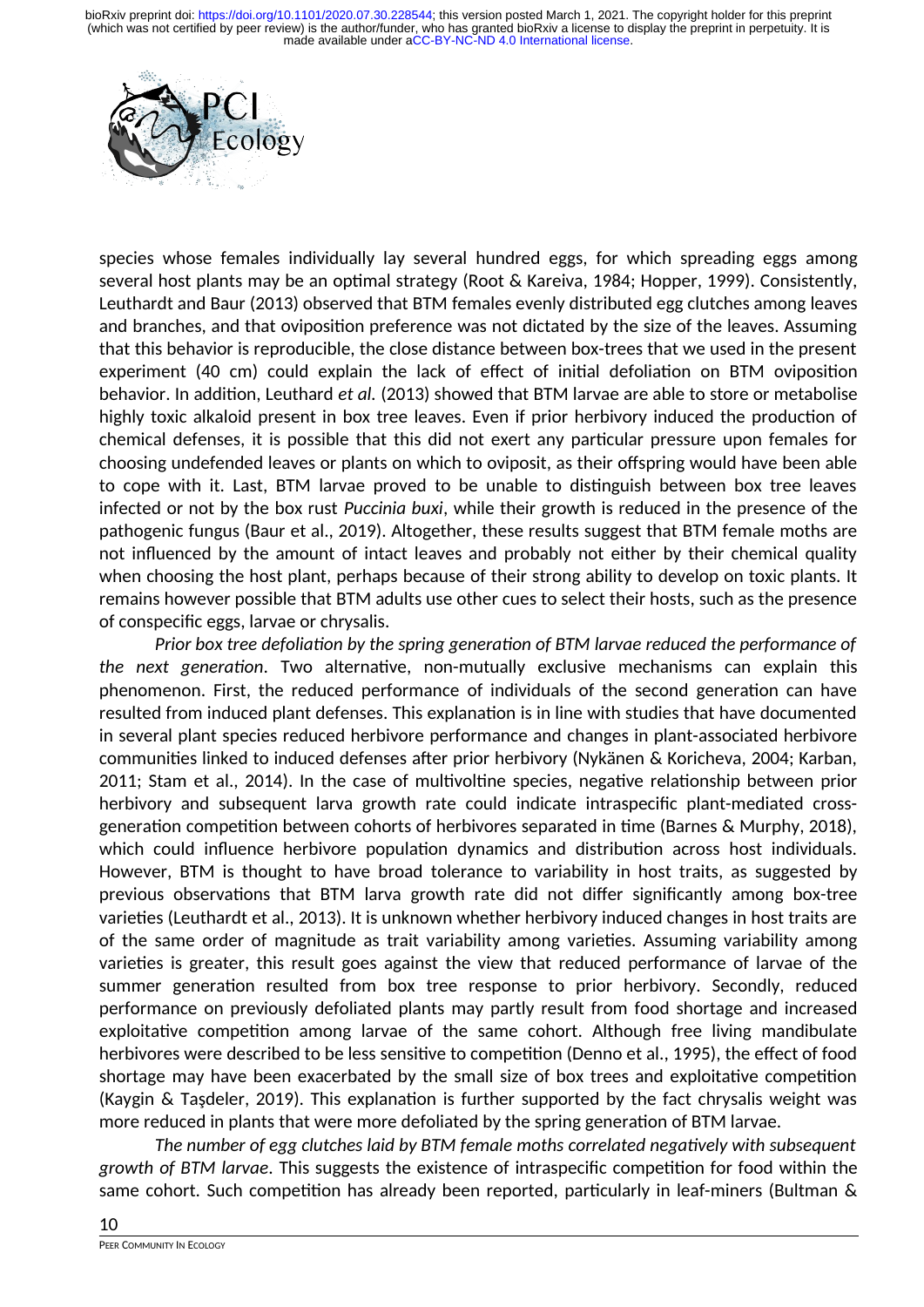species whose females individually lay several hundred eggs, for which spreading eggs among several host plants may be an optimal strategy (Root & Kareiva, 1984; Hopper, 1999). Consistently, Leuthardt and Baur (2013) observed that BTM females evenly distributed egg clutches among leaves and branches, and that oviposition preference was not dictated by the size of the leaves. Assuming that this behavior is reproducible, the close distance between box-trees that we used in the present experiment (40 cm) could explain the lack of effect of initial defoliation on BTM oviposition behavior. In addition, Leuthard *et al.* (2013) showed that BTM larvae are able to store or metabolise highly toxic alkaloid present in box tree leaves. Even if prior herbivory induced the production of chemical defenses, it is possible that this did not exert any particular pressure upon females for choosing undefended leaves or plants on which to oviposit, as their offspring would have been able to cope with it. Last, BTM larvae proved to be unable to distinguish between box tree leaves infected or not by the box rust *Puccinia buxi*, while their growth is reduced in the presence of the pathogenic fungus (Baur et al., 2019). Altogether, these results suggest that BTM female moths are not influenced by the amount of intact leaves and probably not either by their chemical quality when choosing the host plant, perhaps because of their strong ability to develop on toxic plants. It remains however possible that BTM adults use other cues to select their hosts, such as the presence of conspecific eggs, larvae or chrysalis.

*Prior box tree defoliation by the spring generation of BTM larvae reduced the performance of the next generation*. Two alternative, non-mutually exclusive mechanisms can explain this phenomenon. First, the reduced performance of individuals of the second generation can have resulted from induced plant defenses. This explanation is in line with studies that have documented in several plant species reduced herbivore performance and changes in plant-associated herbivore communities linked to induced defenses after prior herbivory (Nykänen & Koricheva, 2004; Karban, 2011; Stam et al., 2014). In the case of multivoltine species, negative relationship between prior herbivory and subsequent larva growth rate could indicate intraspecific plant-mediated cross-generation competition between cohorts of herbivores separated in time (Barnes & Murphy, 2018), which could influence herbivore population dynamics and distribution across host individuals. However, BTM is thought to have broad tolerance to variability in host traits, as suggested by previous observations that BTM larva growth rate did not differ significantly among box-tree varieties (Leuthardt et al., 2013). It is unknown whether herbivory induced changes in host traits are of the same order of magnitude as trait variability among varieties. Assuming variability among varieties is greater, this result goes against the view that reduced performance of larvae of the summer generation resulted from box tree response to prior herbivory. Secondly, reduced performance on previously defoliated plants may partly result from food shortage and increased exploitative competition among larvae of the same cohort. Although free living mandibulate herbivores were described to be less sensitive to competition (Denno et al., 1995), the effect of food shortage may have been exacerbated by the small size of box trees and exploitative competition (Kaygin & Taşdeler, 2019). This explanation is further supported by the fact chrysalis weight was more reduced in plants that were more defoliated by the spring generation of BTM larvae.

*The number of egg clutches laid by BTM female moths correlated negatively with subsequent growth of BTM larvae*. This suggests the existence of intraspecific competition for food within the same cohort. Such competition has already been reported, particularly in leaf-miners (Bultman &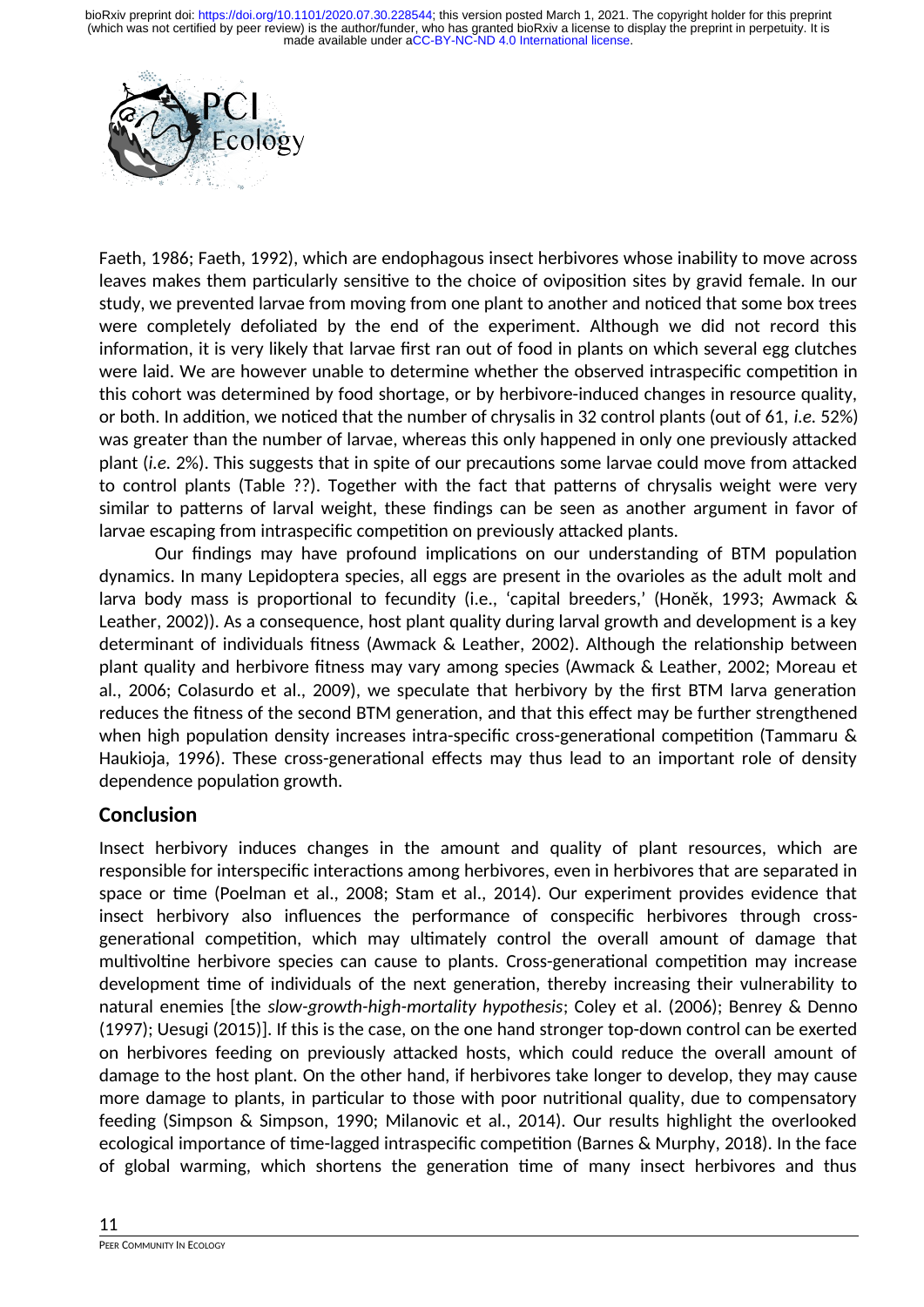Faeth, 1986; Faeth, 1992), which are endophagous insect herbivores whose inability to move across leaves makes them particularly sensitive to the choice of oviposition sites by gravid female. In our study, we prevented larvae from moving from one plant to another and noticed that some box trees were completely defoliated by the end of the experiment. Although we did not record this information, it is very likely that larvae first ran out of food in plants on which several egg clutches were laid. We are however unable to determine whether the observed intraspecific competition in this cohort was determined by food shortage, or by herbivore-induced changes in resource quality, or both. In addition, we noticed that the number of chrysalis in 32 control plants (out of 61, *i.e.* 52%) was greater than the number of larvae, whereas this only happened in only one previously attacked plant (*i.e.* 2%). This suggests that in spite of our precautions some larvae could move from attacked to control plants (Table ??). Together with the fact that patterns of chrysalis weight were very similar to patterns of larval weight, these findings can be seen as another argument in favor of larvae escaping from intraspecific competition on previously attacked plants.

Our findings may have profound implications on our understanding of BTM population dynamics. In many Lepidoptera species, all eggs are present in the ovarioles as the adult molt and larva body mass is proportional to fecundity (i.e., 'capital breeders,' (Honěk, 1993; Awmack & Leather, 2002)). As a consequence, host plant quality during larval growth and development is a key determinant of individuals fitness (Awmack & Leather, 2002). Although the relationship between plant quality and herbivore fitness may vary among species (Awmack & Leather, 2002; Moreau et al., 2006; Colasurdo et al., 2009), we speculate that herbivory by the first BTM larva generation reduces the fitness of the second BTM generation, and that this effect may be further strengthened when high population density increases intra-specific cross-generational competition (Tammaru & Haukioja, 1996). These cross-generational effects may thus lead to an important role of density dependence population growth.

## Conclusion

Insect herbivory induces changes in the amount and quality of plant resources, which are responsible for interspecific interactions among herbivores, even in herbivores that are separated in space or time (Poelman et al., 2008; Stam et al., 2014). Our experiment provides evidence that insect herbivory also influences the performance of conspecific herbivores through cross-generational competition, which may ultimately control the overall amount of damage that multivoltine herbivore species can cause to plants. Cross-generational competition may increase development time of individuals of the next generation, thereby increasing their vulnerability to natural enemies [the *slow-growth-high-mortality hypothesis*; Coley et al. (2006); Benrey & Denno (1997); Uesugi (2015)]. If this is the case, on the one hand stronger top-down control can be exerted on herbivores feeding on previously attacked hosts, which could reduce the overall amount of damage to the host plant. On the other hand, if herbivores take longer to develop, they may cause more damage to plants, in particular to those with poor nutritional quality, due to compensatory feeding (Simpson & Simpson, 1990; Milanovic et al., 2014). Our results highlight the overlooked ecological importance of time-lagged intraspecific competition (Barnes & Murphy, 2018). In the face of global warming, which shortens the generation time of many insect herbivores and thus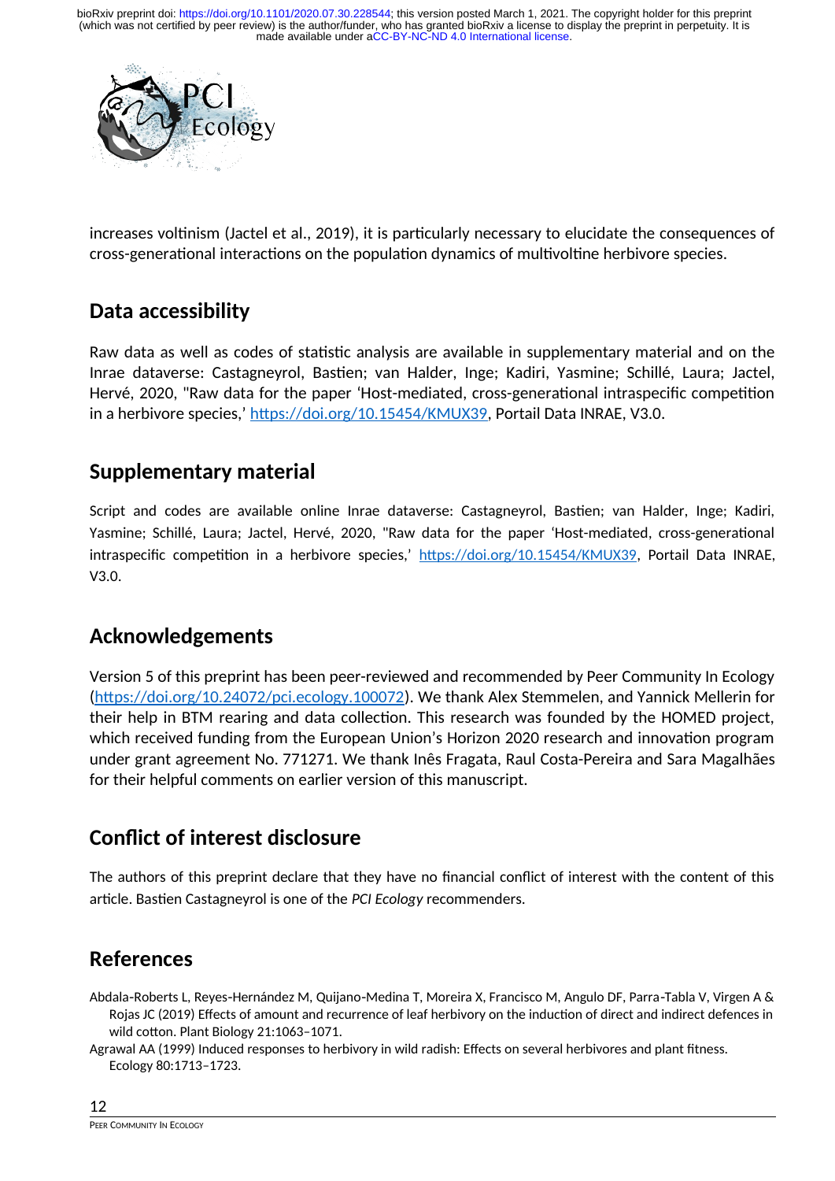increases voltinism (Jactel et al., 2019), it is particularly necessary to elucidate the consequences of cross-generational interactions on the population dynamics of multivoltine herbivore species.

## Data accessibility

Raw data as well as codes of statistic analysis are available in supplementary material and on the Inrae dataverse: Castagneyrol, Bastien; van Halder, Inge; Kadiri, Yasmine; Schillé, Laura; Jactel, Hervé, 2020, "Raw data for the paper 'Host-mediated, cross-generational intraspecific competition in a herbivore species,' https://doi.org/10.15454/KMUX39, Portail Data INRAE, V3.0.

## Supplementary material

Script and codes are available online Inrae dataverse: Castagneyrol, Bastien; van Halder, Inge; Kadiri, Yasmine; Schillé, Laura; Jactel, Hervé, 2020, "Raw data for the paper 'Host-mediated, cross-generational intraspecific competition in a herbivore species,' https://doi.org/10.15454/KMUX39, Portail Data INRAE, V3.0.

## Acknowledgements

Version 5 of this preprint has been peer-reviewed and recommended by Peer Community In Ecology (https://doi.org/10.24072/pci.ecology.100072). We thank Alex Stemmelen, and Yannick Mellerin for their help in BTM rearing and data collection. This research was founded by the HOMED project, which received funding from the European Union's Horizon 2020 research and innovation program under grant agreement No. 771271. We thank Inês Fragata, Raul Costa-Pereira and Sara Magalhães for their helpful comments on earlier version of this manuscript.

## Conflict of interest disclosure

The authors of this preprint declare that they have no financial conflict of interest with the content of this article. Bastien Castagneyrol is one of the *PCI Ecology* recommenders.

## References

Abdala-Roberts L, Reyes-Hernández M, Quijano-Medina T, Moreira X, Francisco M, Angulo DF, Parra-Tabla V, Virgen A & Rojas JC (2019) Effects of amount and recurrence of leaf herbivory on the induction of direct and indirect defences in wild cotton. Plant Biology 21:1063–1071.

Agrawal AA (1999) Induced responses to herbivory in wild radish: Effects on several herbivores and plant fitness. Ecology 80:1713–1723.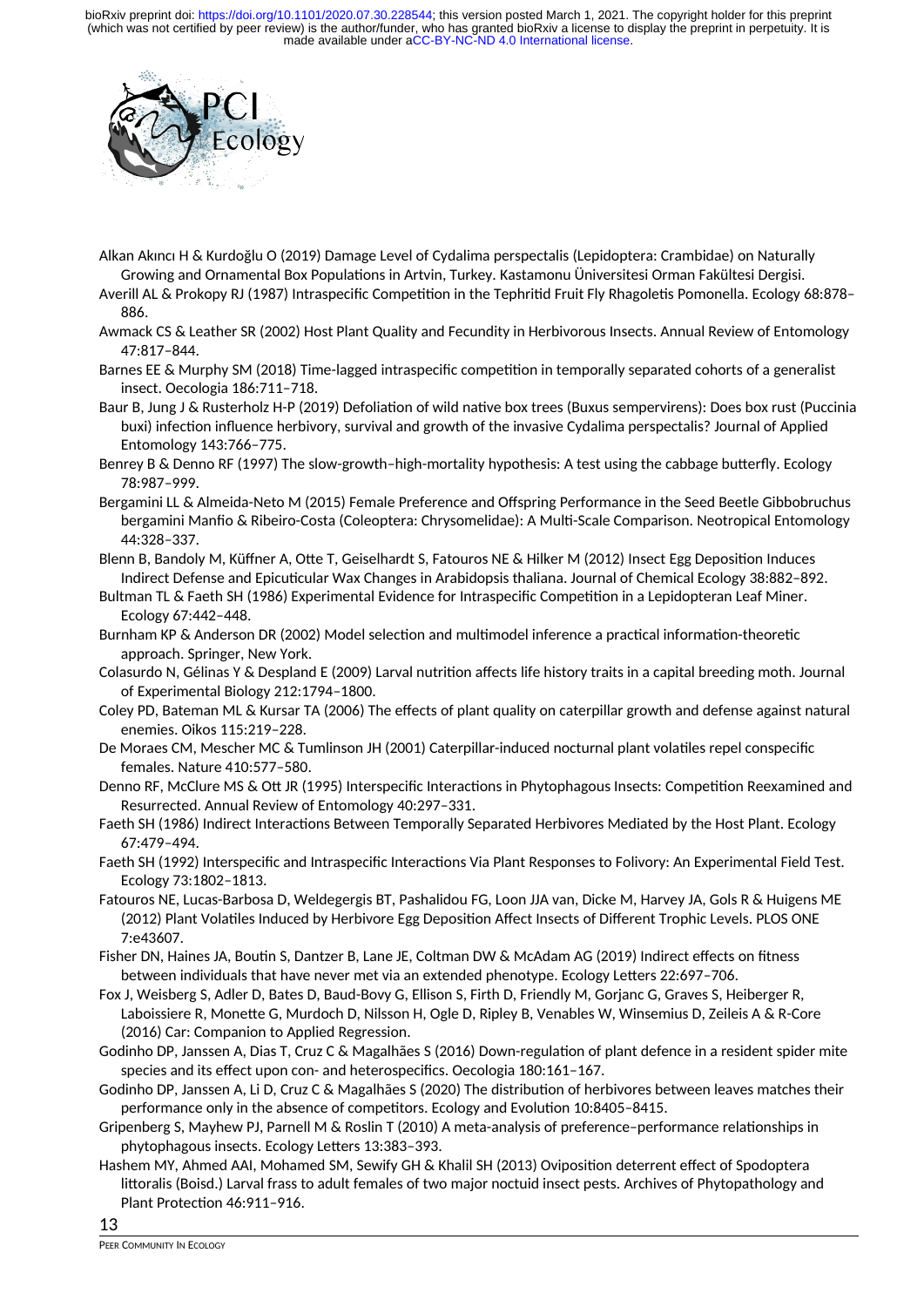Alkan Akıncı H & Kurdoğlu O (2019) Damage Level of Cydalima perspectalis (Lepidoptera: Crambidae) on Naturally Growing and Ornamental Box Populations in Artvin, Turkey. Kastamonu Üniversitesi Orman Fakültesi Dergisi.

Averill AL & Prokopy RJ (1987) Intraspecific Competition in the Tephritid Fruit Fly Rhagoletis Pomonella. Ecology 68:878–886.

Awmack CS & Leather SR (2002) Host Plant Quality and Fecundity in Herbivorous Insects. Annual Review of Entomology 47:817–844.

Barnes EE & Murphy SM (2018) Time-lagged intraspecific competition in temporally separated cohorts of a generalist insect. Oecologia 186:711–718.

Baur B, Jung J & Rusterholz H-P (2019) Defoliation of wild native box trees (Buxus sempervirens): Does box rust (Puccinia buxi) infection influence herbivory, survival and growth of the invasive Cydalima perspectalis? Journal of Applied Entomology 143:766–775.

Benrey B & Denno RF (1997) The slow-growth–high-mortality hypothesis: A test using the cabbage butterfly. Ecology 78:987–999.

Bergamini LL & Almeida-Neto M (2015) Female Preference and Offspring Performance in the Seed Beetle Gibbobruchus bergamini Manfio & Ribeiro-Costa (Coleoptera: Chrysomelidae): A Multi-Scale Comparison. Neotropical Entomology 44:328–337.

Blenn B, Bandoly M, Küffner A, Otte T, Geiselhardt S, Fatouros NE & Hilker M (2012) Insect Egg Deposition Induces Indirect Defense and Epicuticular Wax Changes in Arabidopsis thaliana. Journal of Chemical Ecology 38:882–892.

Bultman TL & Faeth SH (1986) Experimental Evidence for Intraspecific Competition in a Lepidopteran Leaf Miner. Ecology 67:442–448.

Burnham KP & Anderson DR (2002) Model selection and multimodel inference a practical information-theoretic approach. Springer, New York.

Colasurdo N, Gélinas Y & Despland E (2009) Larval nutrition affects life history traits in a capital breeding moth. Journal of Experimental Biology 212:1794–1800.

Coley PD, Bateman ML & Kursar TA (2006) The effects of plant quality on caterpillar growth and defense against natural enemies. Oikos 115:219–228.

De Moraes CM, Mescher MC & Tumlinson JH (2001) Caterpillar-induced nocturnal plant volatiles repel conspecific females. Nature 410:577–580.

Denno RF, McClure MS & Ott JR (1995) Interspecific Interactions in Phytophagous Insects: Competition Reexamined and Resurrected. Annual Review of Entomology 40:297–331.

Faeth SH (1986) Indirect Interactions Between Temporally Separated Herbivores Mediated by the Host Plant. Ecology 67:479–494.

Faeth SH (1992) Interspecific and Intraspecific Interactions Via Plant Responses to Folivory: An Experimental Field Test. Ecology 73:1802–1813.

Fatouros NE, Lucas-Barbosa D, Weldegergis BT, Pashalidou FG, Loon JJA van, Dicke M, Harvey JA, Gols R & Huigens ME (2012) Plant Volatiles Induced by Herbivore Egg Deposition Affect Insects of Different Trophic Levels. PLOS ONE 7:e43607.

Fisher DN, Haines JA, Boutin S, Dantzer B, Lane JE, Coltman DW & McAdam AG (2019) Indirect effects on fitness between individuals that have never met via an extended phenotype. Ecology Letters 22:697–706.

Fox J, Weisberg S, Adler D, Bates D, Baud-Bovy G, Ellison S, Firth D, Friendly M, Gorjanc G, Graves S, Heiberger R, Laboissiere R, Monette G, Murdoch D, Nilsson H, Ogle D, Ripley B, Venables W, Winsemius D, Zeileis A & R-Core (2016) Car: Companion to Applied Regression.

Godinho DP, Janssen A, Dias T, Cruz C & Magalhães S (2016) Down-regulation of plant defence in a resident spider mite species and its effect upon con- and heterospecifics. Oecologia 180:161–167.

Godinho DP, Janssen A, Li D, Cruz C & Magalhães S (2020) The distribution of herbivores between leaves matches their performance only in the absence of competitors. Ecology and Evolution 10:8405–8415.

Gripenberg S, Mayhew PJ, Parnell M & Roslin T (2010) A meta-analysis of preference–performance relationships in phytophagous insects. Ecology Letters 13:383–393.

Hashem MY, Ahmed AAI, Mohamed SM, Sewify GH & Khalil SH (2013) Oviposition deterrent effect of Spodoptera littoralis (Boisd.) Larval frass to adult females of two major noctuid insect pests. Archives of Phytopathology and Plant Protection 46:911–916.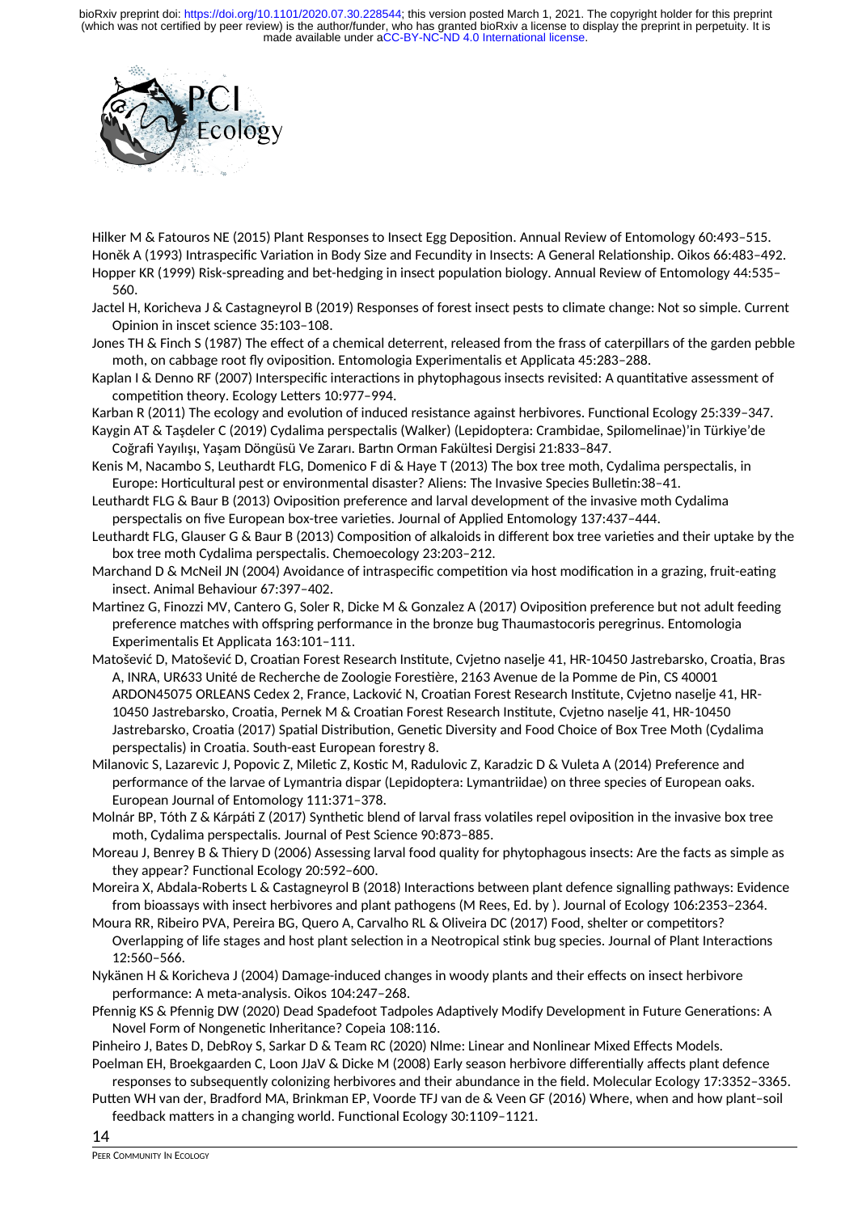Hilker M & Fatouros NE (2015) Plant Responses to Insect Egg Deposition. Annual Review of Entomology 60:493–515.

Honěk A (1993) Intraspecific Variation in Body Size and Fecundity in Insects: A General Relationship. Oikos 66:483–492.

Hopper KR (1999) Risk-spreading and bet-hedging in insect population biology. Annual Review of Entomology 44:535–560.

Jactel H, Koricheva J & Castagneyrol B (2019) Responses of forest insect pests to climate change: Not so simple. Current Opinion in inscet science 35:103–108.

Jones TH & Finch S (1987) The effect of a chemical deterrent, released from the frass of caterpillars of the garden pebble moth, on cabbage root fly oviposition. Entomologia Experimentalis et Applicata 45:283–288.

Kaplan I & Denno RF (2007) Interspecific interactions in phytophagous insects revisited: A quantitative assessment of competition theory. Ecology Letters 10:977–994.

Karban R (2011) The ecology and evolution of induced resistance against herbivores. Functional Ecology 25:339–347.

Kaygin AT & Taşdeler C (2019) Cydalima perspectalis (Walker) (Lepidoptera: Crambidae, Spilomelinae)'in Türkiye'de Coğrafi Yayılışı, Yaşam Döngüsü Ve Zararı. Bartın Orman Fakültesi Dergisi 21:833–847.

Kenis M, Nacambo S, Leuthardt FLG, Domenico F di & Haye T (2013) The box tree moth, Cydalima perspectalis, in Europe: Horticultural pest or environmental disaster? Aliens: The Invasive Species Bulletin:38–41.

Leuthardt FLG & Baur B (2013) Oviposition preference and larval development of the invasive moth Cydalima perspectalis on five European box-tree varieties. Journal of Applied Entomology 137:437–444.

Leuthardt FLG, Glauser G & Baur B (2013) Composition of alkaloids in different box tree varieties and their uptake by the box tree moth Cydalima perspectalis. Chemoecology 23:203–212.

Marchand D & McNeil JN (2004) Avoidance of intraspecific competition via host modification in a grazing, fruit-eating insect. Animal Behaviour 67:397–402.

Martinez G, Finozzi MV, Cantero G, Soler R, Dicke M & Gonzalez A (2017) Oviposition preference but not adult feeding preference matches with offspring performance in the bronze bug Thaumastocoris peregrinus. Entomologia Experimentalis Et Applicata 163:101–111.

Matošević D, Matošević D, Croatian Forest Research Institute, Cvjetno naselje 41, HR-10450 Jastrebarsko, Croatia, Bras A, INRA, UR633 Unité de Recherche de Zoologie Forestière, 2163 Avenue de la Pomme de Pin, CS 40001 ARDON45075 ORLEANS Cedex 2, France, Lacković N, Croatian Forest Research Institute, Cvjetno naselje 41, HR-10450 Jastrebarsko, Croatia, Pernek M & Croatian Forest Research Institute, Cvjetno naselje 41, HR-10450 Jastrebarsko, Croatia (2017) Spatial Distribution, Genetic Diversity and Food Choice of Box Tree Moth (Cydalima perspectalis) in Croatia. South-east European forestry 8.

Milanovic S, Lazarevic J, Popovic Z, Miletic Z, Kostic M, Radulovic Z, Karadzic D & Vuleta A (2014) Preference and performance of the larvae of Lymantria dispar (Lepidoptera: Lymantriidae) on three species of European oaks. European Journal of Entomology 111:371–378.

Molnár BP, Tóth Z & Kárpáti Z (2017) Synthetic blend of larval frass volatiles repel oviposition in the invasive box tree moth, Cydalima perspectalis. Journal of Pest Science 90:873–885.

Moreau J, Benrey B & Thiery D (2006) Assessing larval food quality for phytophagous insects: Are the facts as simple as they appear? Functional Ecology 20:592–600.

Moreira X, Abdala-Roberts L & Castagneyrol B (2018) Interactions between plant defence signalling pathways: Evidence from bioassays with insect herbivores and plant pathogens (M Rees, Ed. by ). Journal of Ecology 106:2353–2364.

Moura RR, Ribeiro PVA, Pereira BG, Quero A, Carvalho RL & Oliveira DC (2017) Food, shelter or competitors? Overlapping of life stages and host plant selection in a Neotropical stink bug species. Journal of Plant Interactions 12:560–566.

Nykänen H & Koricheva J (2004) Damage-induced changes in woody plants and their effects on insect herbivore performance: A meta-analysis. Oikos 104:247–268.

Pfennig KS & Pfennig DW (2020) Dead Spadefoot Tadpoles Adaptively Modify Development in Future Generations: A Novel Form of Nongenetic Inheritance? Copeia 108:116.

Pinheiro J, Bates D, DebRoy S, Sarkar D & Team RC (2020) Nlme: Linear and Nonlinear Mixed Effects Models.

Poelman EH, Broekgaarden C, Loon JJaV & Dicke M (2008) Early season herbivore differentially affects plant defence responses to subsequently colonizing herbivores and their abundance in the field. Molecular Ecology 17:3352–3365.

Putten WH van der, Bradford MA, Brinkman EP, Voorde TFJ van de & Veen GF (2016) Where, when and how plant–soil feedback matters in a changing world. Functional Ecology 30:1109–1121.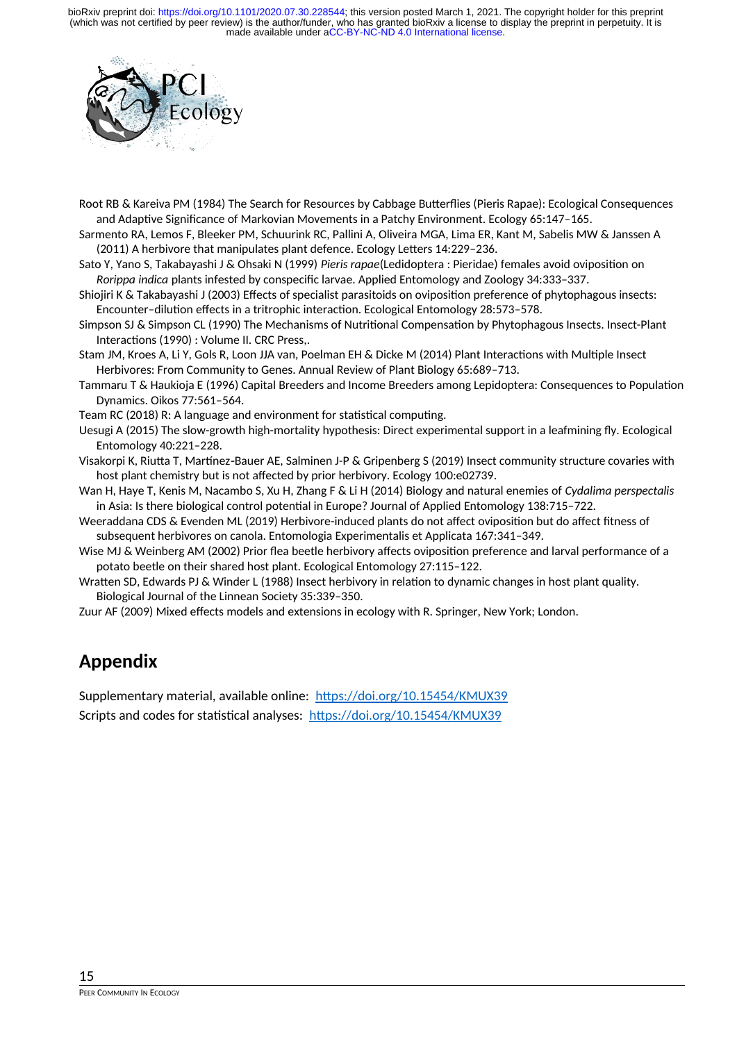Root RB & Kareiva PM (1984) The Search for Resources by Cabbage Butterflies (Pieris Rapae): Ecological Consequences and Adaptive Significance of Markovian Movements in a Patchy Environment. Ecology 65:147–165.

Sarmento RA, Lemos F, Bleeker PM, Schuurink RC, Pallini A, Oliveira MGA, Lima ER, Kant M, Sabelis MW & Janssen A (2011) A herbivore that manipulates plant defence. Ecology Letters 14:229–236.

Sato Y, Yano S, Takabayashi J & Ohsaki N (1999) *Pieris rapae*(Ledidoptera : Pieridae) females avoid oviposition on *Rorippa indica* plants infested by conspecific larvae. Applied Entomology and Zoology 34:333–337.

Shiojiri K & Takabayashi J (2003) Effects of specialist parasitoids on oviposition preference of phytophagous insects: Encounter–dilution effects in a tritrophic interaction. Ecological Entomology 28:573–578.

Simpson SJ & Simpson CL (1990) The Mechanisms of Nutritional Compensation by Phytophagous Insects. Insect-Plant Interactions (1990) : Volume II. CRC Press,.

Stam JM, Kroes A, Li Y, Gols R, Loon JJA van, Poelman EH & Dicke M (2014) Plant Interactions with Multiple Insect Herbivores: From Community to Genes. Annual Review of Plant Biology 65:689–713.

Tammaru T & Haukioja E (1996) Capital Breeders and Income Breeders among Lepidoptera: Consequences to Population Dynamics. Oikos 77:561–564.

Team RC (2018) R: A language and environment for statistical computing.

Uesugi A (2015) The slow-growth high-mortality hypothesis: Direct experimental support in a leafmining fly. Ecological Entomology 40:221–228.

Visakorpi K, Riutta T, Martínez-Bauer AE, Salminen J-P & Gripenberg S (2019) Insect community structure covaries with host plant chemistry but is not affected by prior herbivory. Ecology 100:e02739.

Wan H, Haye T, Kenis M, Nacambo S, Xu H, Zhang F & Li H (2014) Biology and natural enemies of *Cydalima perspectalis* in Asia: Is there biological control potential in Europe? Journal of Applied Entomology 138:715–722.

Weeraddana CDS & Evenden ML (2019) Herbivore-induced plants do not affect oviposition but do affect fitness of subsequent herbivores on canola. Entomologia Experimentalis et Applicata 167:341–349.

Wise MJ & Weinberg AM (2002) Prior flea beetle herbivory affects oviposition preference and larval performance of a potato beetle on their shared host plant. Ecological Entomology 27:115–122.

Wratten SD, Edwards PJ & Winder L (1988) Insect herbivory in relation to dynamic changes in host plant quality. Biological Journal of the Linnean Society 35:339–350.

Zuur AF (2009) Mixed effects models and extensions in ecology with R. Springer, New York; London.

## Appendix

Supplementary material, available online: https://doi.org/10.15454/KMUX39

Scripts and codes for statistical analyses: https://doi.org/10.15454/KMUX39